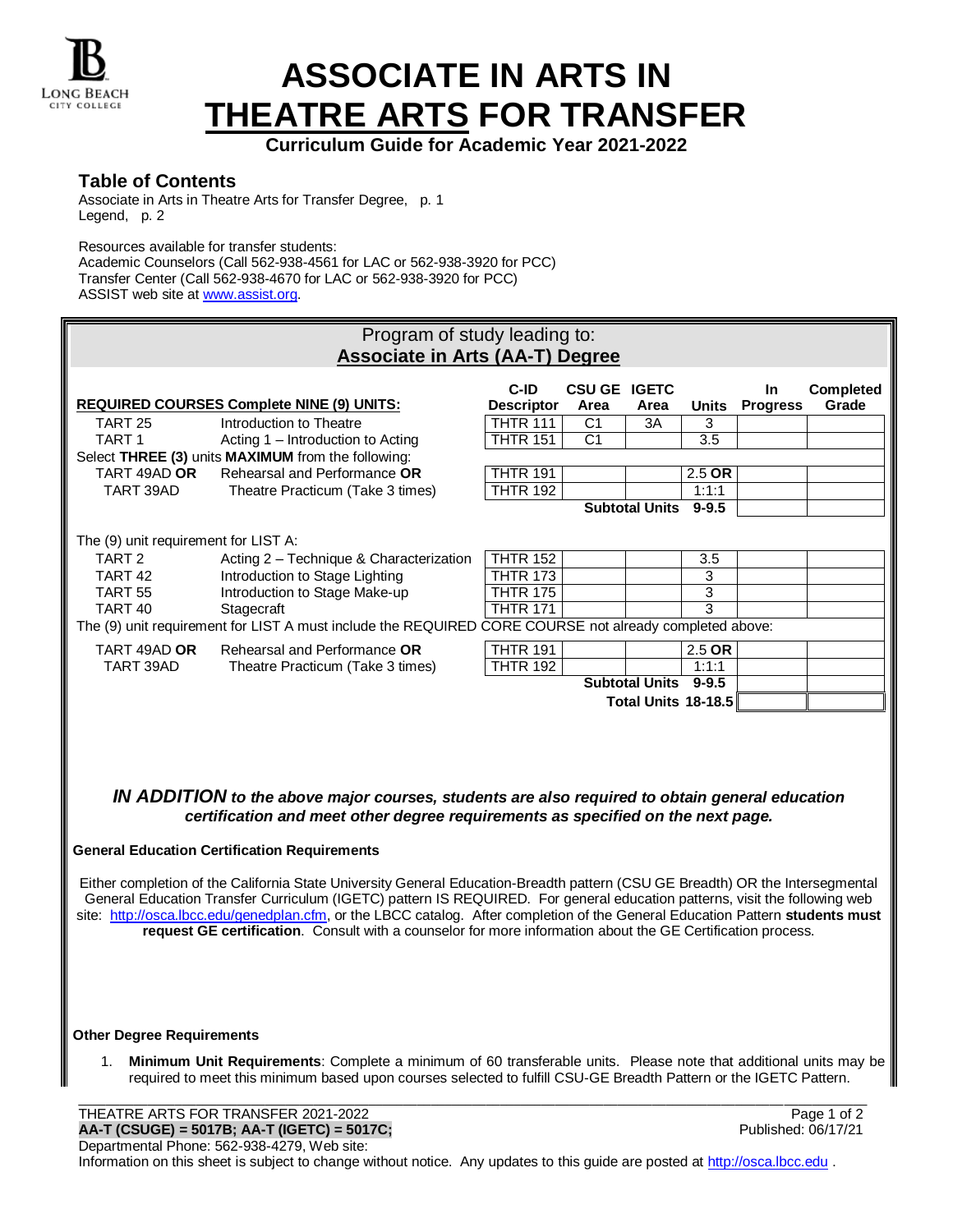# ASSOCIATE IN ARTS IN THEATRE ARTS FOR TRANSFER

**Curriculum Guide for Academic Year 2021-2022**

## Table of Contents

Associate in Arts in Theatre Arts for Transfer Degree, p. 1
Legend, p. 2

Resources available for transfer students:
Academic Counselors (Call 562-938-4561 for LAC or 562-938-3920 for PCC)
Transfer Center (Call 562-938-4670 for LAC or 562-938-3920 for PCC)
ASSIST web site at www.assist.org.

## Program of study leading to: Associate in Arts (AA-T) Degree

| REQUIRED COURSES Complete NINE (9) UNITS: | | C-ID Descriptor | CSU GE Area | IGETC Area | Units | In Progress | Completed Grade |
|---|---|---|---|---|---|---|---|
| TART 25 | Introduction to Theatre | THTR 111 | C1 | 3A | 3 | | |
| TART 1 | Acting 1 – Introduction to Acting | THTR 151 | C1 | | 3.5 | | |
| Select **THREE (3)** units **MAXIMUM** from the following: | | | | | | | |
| TART 49AD **OR** | Rehearsal and Performance **OR** | THTR 191 | | | 2.5 **OR** | | |
| TART 39AD | Theatre Practicum (Take 3 times) | THTR 192 | | | 1:1:1 | | |
| | | | **Subtotal Units** | | **9-9.5** | | |
| The (9) unit requirement for LIST A: | | | | | | | |
| TART 2 | Acting 2 – Technique & Characterization | THTR 152 | | | 3.5 | | |
| TART 42 | Introduction to Stage Lighting | THTR 173 | | | 3 | | |
| TART 55 | Introduction to Stage Make-up | THTR 175 | | | 3 | | |
| TART 40 | Stagecraft | THTR 171 | | | 3 | | |
| The (9) unit requirement for LIST A must include the REQUIRED CORE COURSE not already completed above: | | | | | | | |
| TART 49AD **OR** | Rehearsal and Performance **OR** | THTR 191 | | | 2.5 **OR** | | |
| TART 39AD | Theatre Practicum (Take 3 times) | THTR 192 | | | 1:1:1 | | |
| | | | **Subtotal Units** | | **9-9.5** | | |
| | | | **Total Units** | | **18-18.5** | | |

***IN ADDITION** to the above major courses, students are also required to obtain general education certification and meet other degree requirements as specified on the next page.*

### General Education Certification Requirements

Either completion of the California State University General Education-Breadth pattern (CSU GE Breadth) OR the Intersegmental General Education Transfer Curriculum (IGETC) pattern IS REQUIRED. For general education patterns, visit the following web site: http://osca.lbcc.edu/genedplan.cfm, or the LBCC catalog. After completion of the General Education Pattern **students must request GE certification**. Consult with a counselor for more information about the GE Certification process.

### Other Degree Requirements

1. **Minimum Unit Requirements**: Complete a minimum of 60 transferable units. Please note that additional units may be required to meet this minimum based upon courses selected to fulfill CSU-GE Breadth Pattern or the IGETC Pattern.

THEATRE ARTS FOR TRANSFER 2021-2022
**AA-T (CSUGE) = 5017B; AA-T (IGETC) = 5017C;**
Published: 06/17/21
Departmental Phone: 562-938-4279, Web site:
Information on this sheet is subject to change without notice. Any updates to this guide are posted at http://osca.lbcc.edu .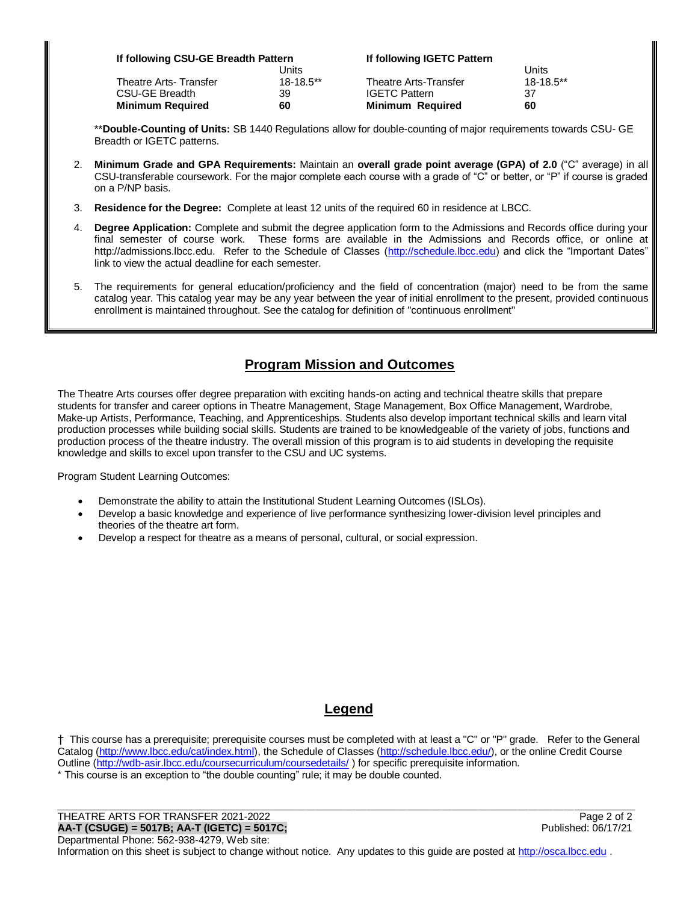| If following CSU-GE Breadth Pattern | Units | If following IGETC Pattern | Units |
|---|---|---|---|
| Theatre Arts- Transfer | 18-18.5** | Theatre Arts-Transfer | 18-18.5** |
| CSU-GE Breadth | 39 | IGETC Pattern | 37 |
| **Minimum Required** | **60** | **Minimum Required** | **60** |

****Double-Counting of Units:** SB 1440 Regulations allow for double-counting of major requirements towards CSU- GE Breadth or IGETC patterns.

2. **Minimum Grade and GPA Requirements:** Maintain an **overall grade point average (GPA) of 2.0** ("C" average) in all CSU-transferable coursework. For the major complete each course with a grade of "C" or better, or "P" if course is graded on a P/NP basis.

3. **Residence for the Degree:** Complete at least 12 units of the required 60 in residence at LBCC.

4. **Degree Application:** Complete and submit the degree application form to the Admissions and Records office during your final semester of course work. These forms are available in the Admissions and Records office, or online at http://admissions.lbcc.edu. Refer to the Schedule of Classes (http://schedule.lbcc.edu) and click the "Important Dates" link to view the actual deadline for each semester.

5. The requirements for general education/proficiency and the field of concentration (major) need to be from the same catalog year. This catalog year may be any year between the year of initial enrollment to the present, provided continuous enrollment is maintained throughout. See the catalog for definition of "continuous enrollment"

## Program Mission and Outcomes

The Theatre Arts courses offer degree preparation with exciting hands-on acting and technical theatre skills that prepare students for transfer and career options in Theatre Management, Stage Management, Box Office Management, Wardrobe, Make-up Artists, Performance, Teaching, and Apprenticeships. Students also develop important technical skills and learn vital production processes while building social skills. Students are trained to be knowledgeable of the variety of jobs, functions and production process of the theatre industry. The overall mission of this program is to aid students in developing the requisite knowledge and skills to excel upon transfer to the CSU and UC systems.

Program Student Learning Outcomes:

- Demonstrate the ability to attain the Institutional Student Learning Outcomes (ISLOs).
- Develop a basic knowledge and experience of live performance synthesizing lower-division level principles and theories of the theatre art form.
- Develop a respect for theatre as a means of personal, cultural, or social expression.

## Legend

† This course has a prerequisite; prerequisite courses must be completed with at least a "C" or "P" grade. Refer to the General Catalog (http://www.lbcc.edu/cat/index.html), the Schedule of Classes (http://schedule.lbcc.edu/), or the online Credit Course Outline (http://wdb-asir.lbcc.edu/coursecurriculum/coursedetails/ ) for specific prerequisite information.
* This course is an exception to "the double counting" rule; it may be double counted.

THEATRE ARTS FOR TRANSFER 2021-2022
**AA-T (CSUGE) = 5017B; AA-T (IGETC) = 5017C;**
Published: 06/17/21
Departmental Phone: 562-938-4279, Web site:
Information on this sheet is subject to change without notice. Any updates to this guide are posted at http://osca.lbcc.edu .